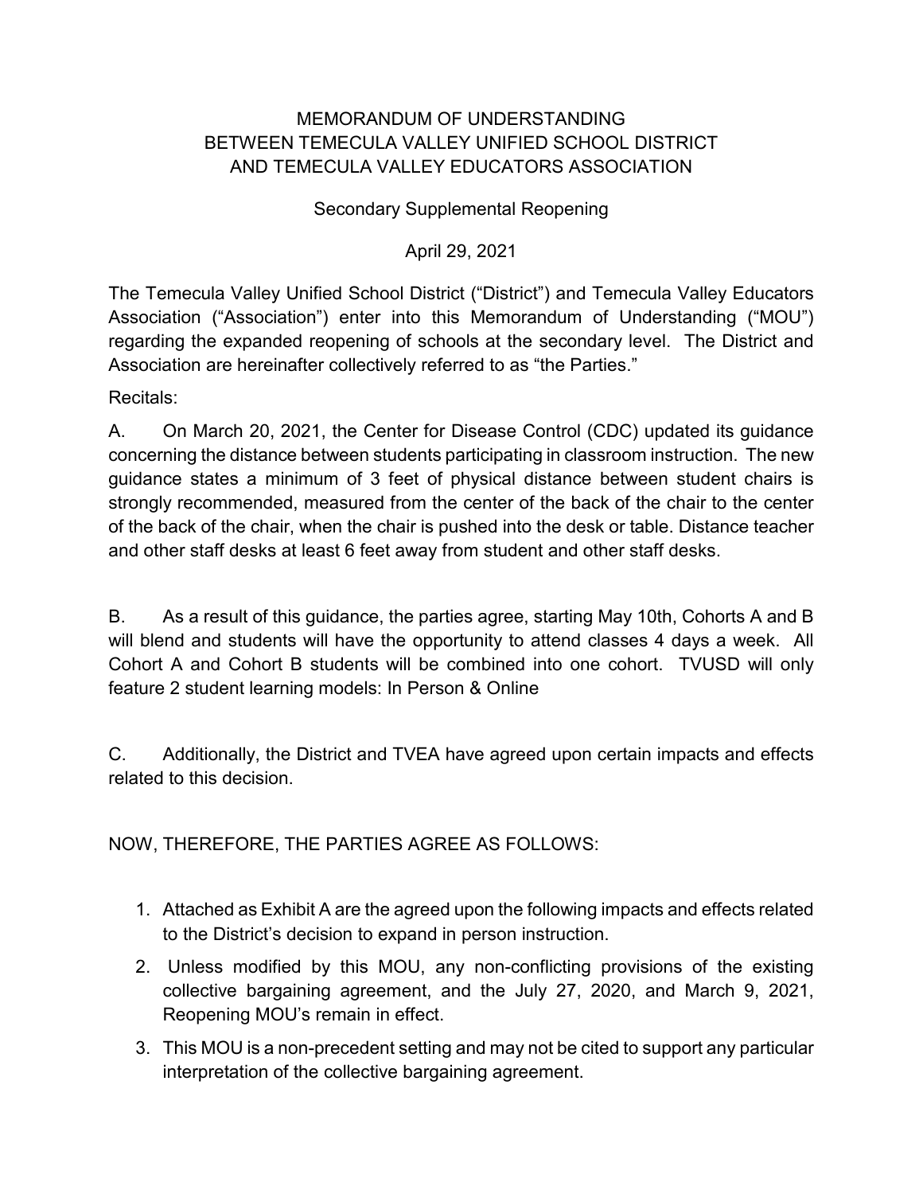# MEMORANDUM OF UNDERSTANDING BETWEEN TEMECULA VALLEY UNIFIED SCHOOL DISTRICT AND TEMECULA VALLEY EDUCATORS ASSOCIATION

## Secondary Supplemental Reopening

April 29, 2021

The Temecula Valley Unified School District ("District") and Temecula Valley Educators Association ("Association") enter into this Memorandum of Understanding ("MOU") regarding the expanded reopening of schools at the secondary level. The District and Association are hereinafter collectively referred to as "the Parties."

Recitals:

A. On March 20, 2021, the Center for Disease Control (CDC) updated its guidance concerning the distance between students participating in classroom instruction. The new guidance states a minimum of 3 feet of physical distance between student chairs is strongly recommended, measured from the center of the back of the chair to the center of the back of the chair, when the chair is pushed into the desk or table. Distance teacher and other staff desks at least 6 feet away from student and other staff desks.

B. As a result of this guidance, the parties agree, starting May 10th, Cohorts A and B will blend and students will have the opportunity to attend classes 4 days a week. All Cohort A and Cohort B students will be combined into one cohort. TVUSD will only feature 2 student learning models: In Person & Online

C. Additionally, the District and TVEA have agreed upon certain impacts and effects related to this decision.

NOW, THEREFORE, THE PARTIES AGREE AS FOLLOWS:

1. Attached as Exhibit A are the agreed upon the following impacts and effects related to the District's decision to expand in person instruction.
2. Unless modified by this MOU, any non-conflicting provisions of the existing collective bargaining agreement, and the July 27, 2020, and March 9, 2021, Reopening MOU's remain in effect.
3. This MOU is a non-precedent setting and may not be cited to support any particular interpretation of the collective bargaining agreement.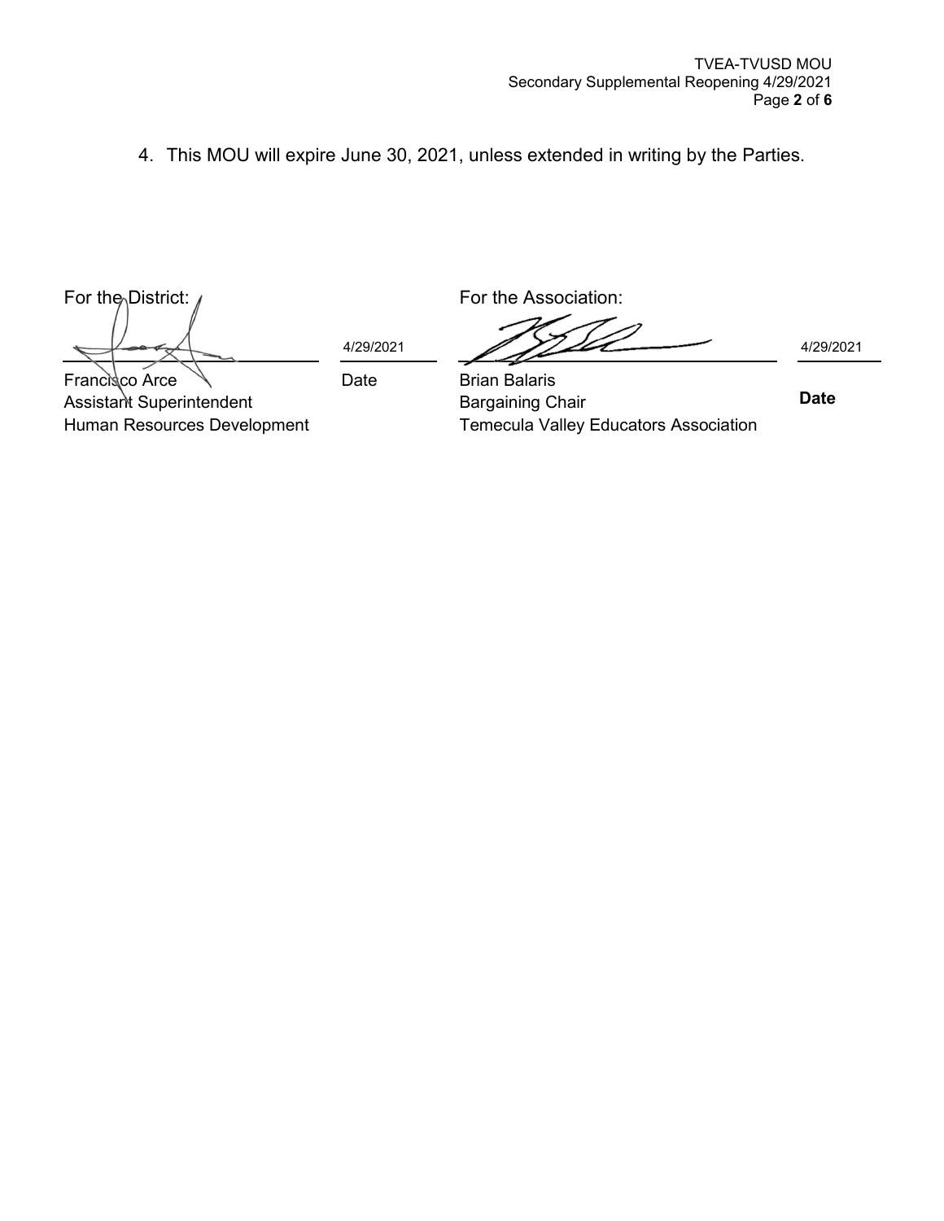4. This MOU will expire June 30, 2021, unless extended in writing by the Parties.

| For the District: | | For the Association: | |
|---|---|---|---|
| | 4/29/2021 | | 4/29/2021 |
| Francisco Arce<br>Assistant Superintendent<br>Human Resources Development | Date | Brian Balaris<br>Bargaining Chair<br>Temecula Valley Educators Association | **Date** |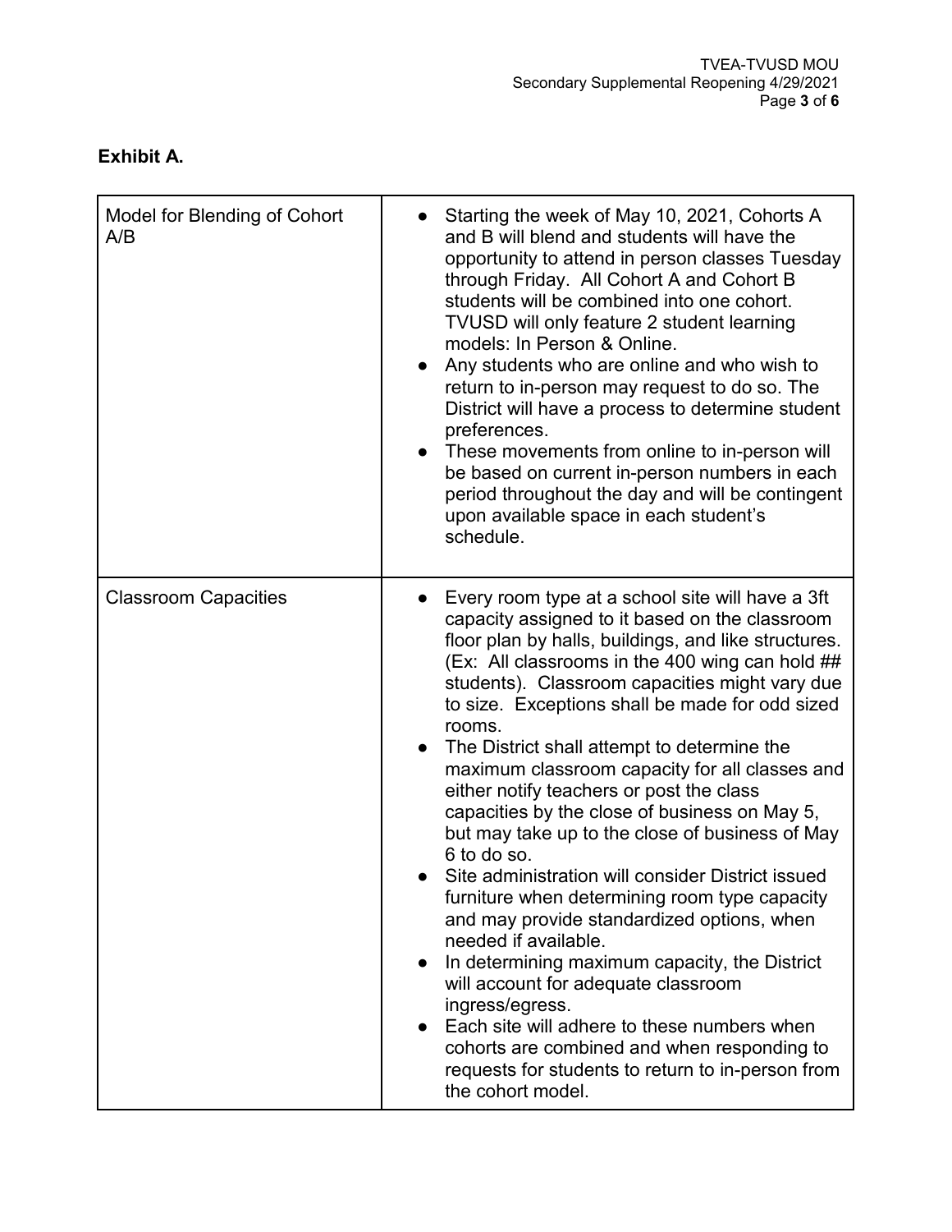**Exhibit A.**

| | |
|---|---|
| Model for Blending of Cohort A/B | • Starting the week of May 10, 2021, Cohorts A and B will blend and students will have the opportunity to attend in person classes Tuesday through Friday. All Cohort A and Cohort B students will be combined into one cohort. TVUSD will only feature 2 student learning models: In Person & Online.<br>• Any students who are online and who wish to return to in-person may request to do so. The District will have a process to determine student preferences.<br>• These movements from online to in-person will be based on current in-person numbers in each period throughout the day and will be contingent upon available space in each student's schedule. |
| Classroom Capacities | • Every room type at a school site will have a 3ft capacity assigned to it based on the classroom floor plan by halls, buildings, and like structures. (Ex: All classrooms in the 400 wing can hold ## students). Classroom capacities might vary due to size. Exceptions shall be made for odd sized rooms.<br>• The District shall attempt to determine the maximum classroom capacity for all classes and either notify teachers or post the class capacities by the close of business on May 5, but may take up to the close of business of May 6 to do so.<br>• Site administration will consider District issued furniture when determining room type capacity and may provide standardized options, when needed if available.<br>• In determining maximum capacity, the District will account for adequate classroom ingress/egress.<br>• Each site will adhere to these numbers when cohorts are combined and when responding to requests for students to return to in-person from the cohort model. |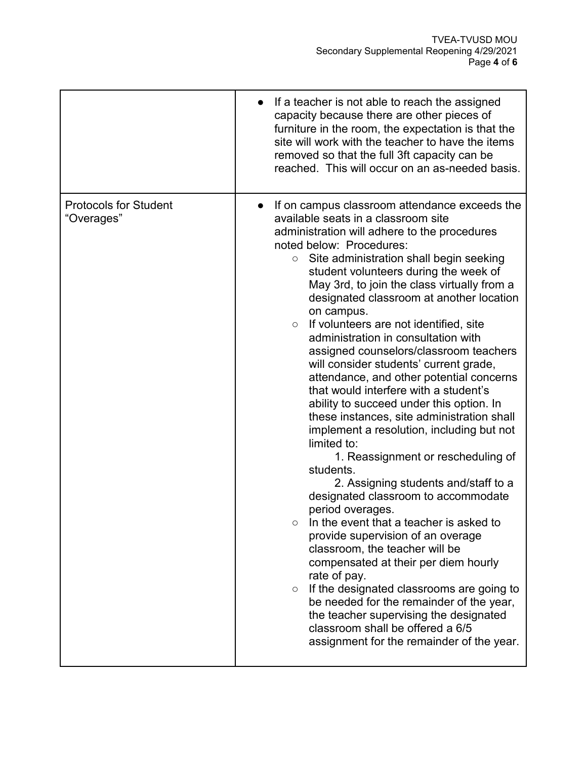| | |
|---|---|
| | • If a teacher is not able to reach the assigned capacity because there are other pieces of furniture in the room, the expectation is that the site will work with the teacher to have the items removed so that the full 3ft capacity can be reached. This will occur on an as-needed basis. |
| Protocols for Student "Overages" | • If on campus classroom attendance exceeds the available seats in a classroom site administration will adhere to the procedures noted below: Procedures:<br>○ Site administration shall begin seeking student volunteers during the week of May 3rd, to join the class virtually from a designated classroom at another location on campus.<br>○ If volunteers are not identified, site administration in consultation with assigned counselors/classroom teachers will consider students' current grade, attendance, and other potential concerns that would interfere with a student's ability to succeed under this option. In these instances, site administration shall implement a resolution, including but not limited to:<br>1. Reassignment or rescheduling of students.<br>2. Assigning students and/staff to a designated classroom to accommodate period overages.<br>○ In the event that a teacher is asked to provide supervision of an overage classroom, the teacher will be compensated at their per diem hourly rate of pay.<br>○ If the designated classrooms are going to be needed for the remainder of the year, the teacher supervising the designated classroom shall be offered a 6/5 assignment for the remainder of the year. |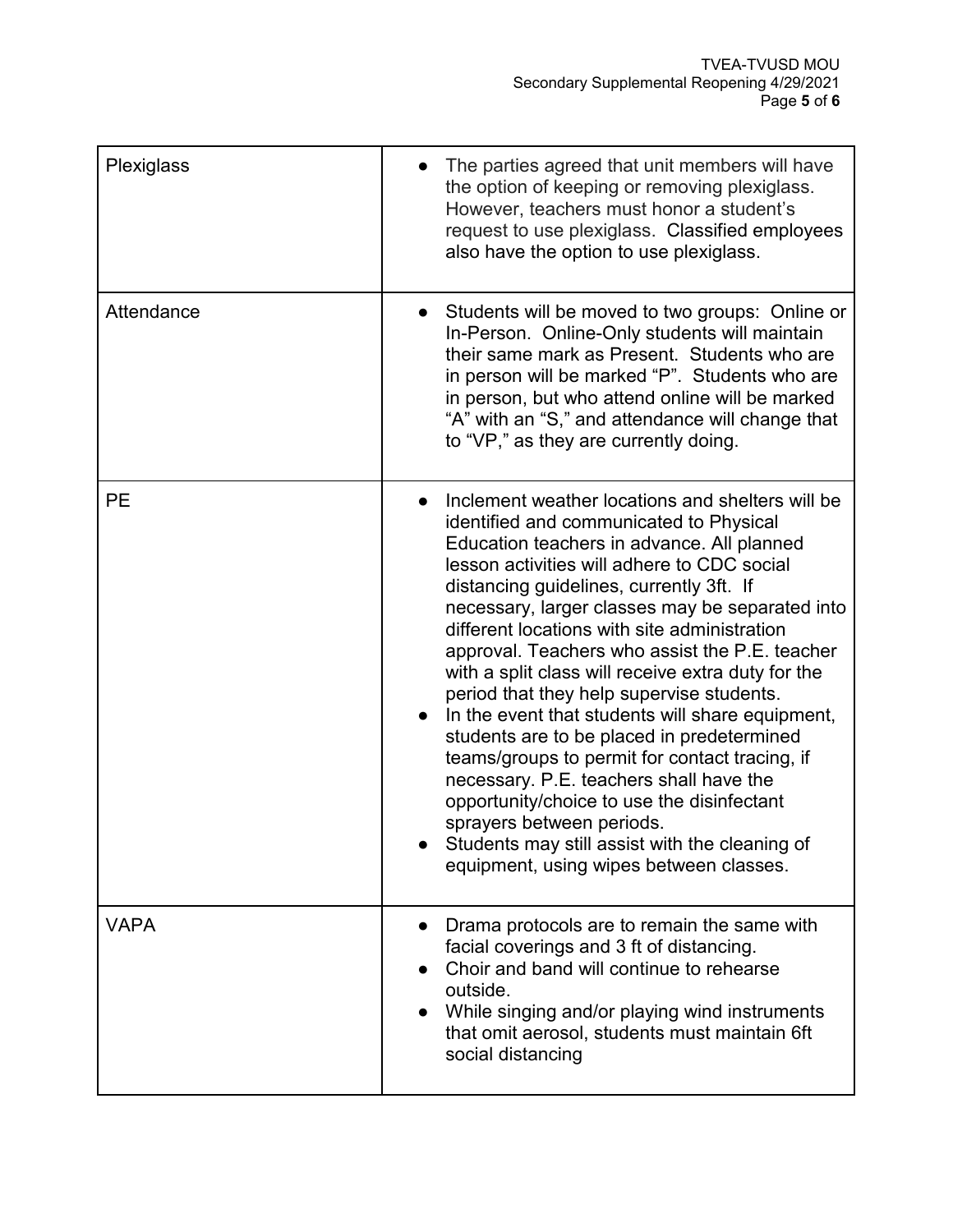| Plexiglass | • The parties agreed that unit members will have the option of keeping or removing plexiglass. However, teachers must honor a student's request to use plexiglass. Classified employees also have the option to use plexiglass. |
|---|---|
| Attendance | • Students will be moved to two groups: Online or In-Person. Online-Only students will maintain their same mark as Present. Students who are in person will be marked "P". Students who are in person, but who attend online will be marked "A" with an "S," and attendance will change that to "VP," as they are currently doing. |
| PE | • Inclement weather locations and shelters will be identified and communicated to Physical Education teachers in advance. All planned lesson activities will adhere to CDC social distancing guidelines, currently 3ft. If necessary, larger classes may be separated into different locations with site administration approval. Teachers who assist the P.E. teacher with a split class will receive extra duty for the period that they help supervise students.<br>• In the event that students will share equipment, students are to be placed in predetermined teams/groups to permit for contact tracing, if necessary. P.E. teachers shall have the opportunity/choice to use the disinfectant sprayers between periods.<br>• Students may still assist with the cleaning of equipment, using wipes between classes. |
| VAPA | • Drama protocols are to remain the same with facial coverings and 3 ft of distancing.<br>• Choir and band will continue to rehearse outside.<br>• While singing and/or playing wind instruments that omit aerosol, students must maintain 6ft social distancing |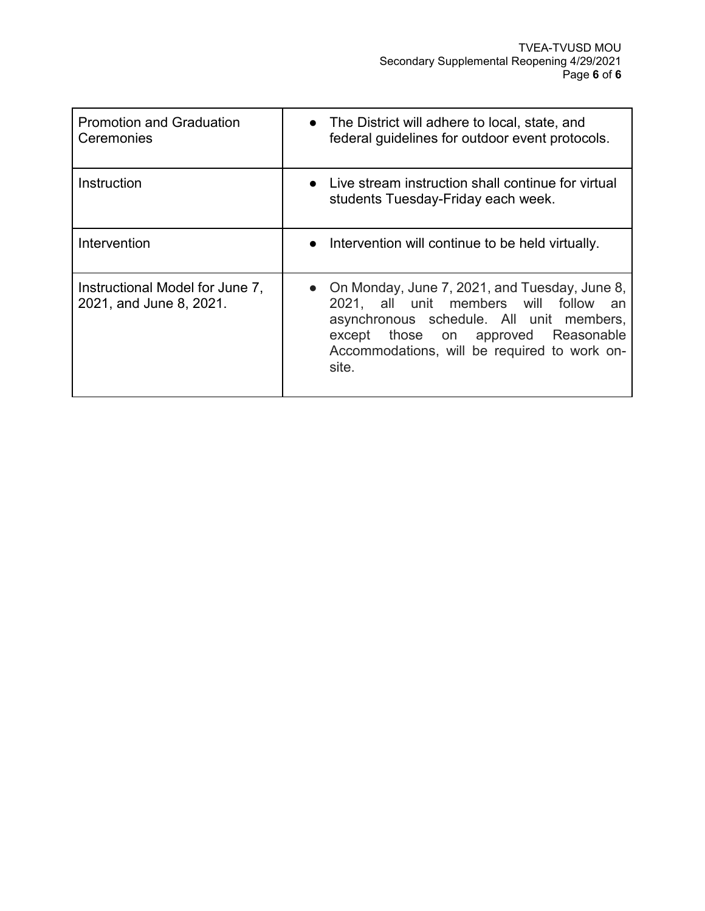| | |
|---|---|
| Promotion and Graduation Ceremonies | • The District will adhere to local, state, and federal guidelines for outdoor event protocols. |
| Instruction | • Live stream instruction shall continue for virtual students Tuesday-Friday each week. |
| Intervention | • Intervention will continue to be held virtually. |
| Instructional Model for June 7, 2021, and June 8, 2021. | • On Monday, June 7, 2021, and Tuesday, June 8, 2021, all unit members will follow an asynchronous schedule. All unit members, except those on approved Reasonable Accommodations, will be required to work on-site. |